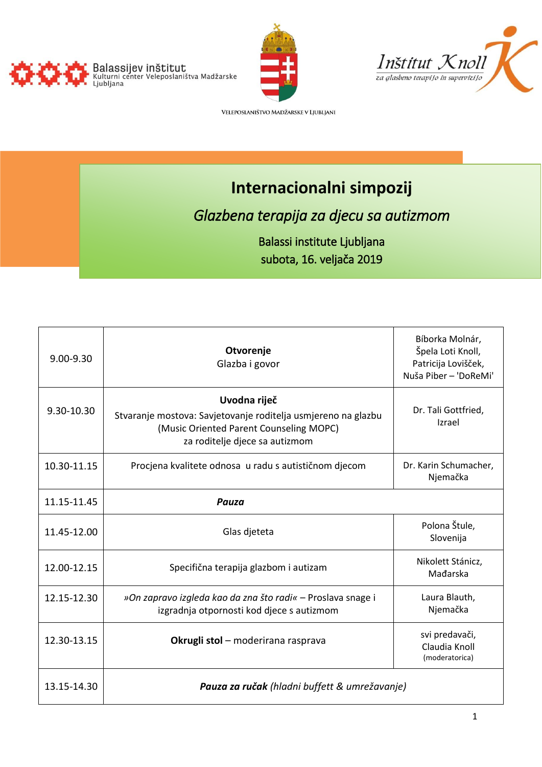Balassijev inštitut
Kulturni center Veleposlaništva Madžarske
Ljubljana

VELEPOSLANIŠTVO MADŽARSKE V LJUBLJANI

Inštitut Knoll
za glasbeno terapijo in supervizijo

# Internacionalni simpozij

## *Glazbena terapija za djecu sa autizmom*

Balassi institute Ljubljana
subota, 16. veljača 2019

| | | |
|---|---|---|
| 9.00-9.30 | **Otvorenje**<br>Glazba i govor | Bíborka Molnár, Špela Loti Knoll, Patricija Lovišček, Nuša Piber – 'DoReMi' |
| 9.30-10.30 | **Uvodna riječ**<br>Stvaranje mostova: Savjetovanje roditelja usmjereno na glazbu (Music Oriented Parent Counseling MOPC) za roditelje djece sa autizmom | Dr. Tali Gottfried, Izrael |
| 10.30-11.15 | Procjena kvalitete odnosa u radu s autističnom djecom | Dr. Karin Schumacher, Njemačka |
| 11.15-11.45 | ***Pauza*** | |
| 11.45-12.00 | Glas djeteta | Polona Štule, Slovenija |
| 12.00-12.15 | Specifična terapija glazbom i autizam | Nikolett Stánicz, Mađarska |
| 12.15-12.30 | *»On zapravo izgleda kao da zna što radi«* – Proslava snage i izgradnja otpornosti kod djece s autizmom | Laura Blauth, Njemačka |
| 12.30-13.15 | **Okrugli stol** – moderirana rasprava | svi predavači, Claudia Knoll (moderatorica) |
| 13.15-14.30 | ***Pauza za ručak*** *(hladni buffett & umrežavanje)* | |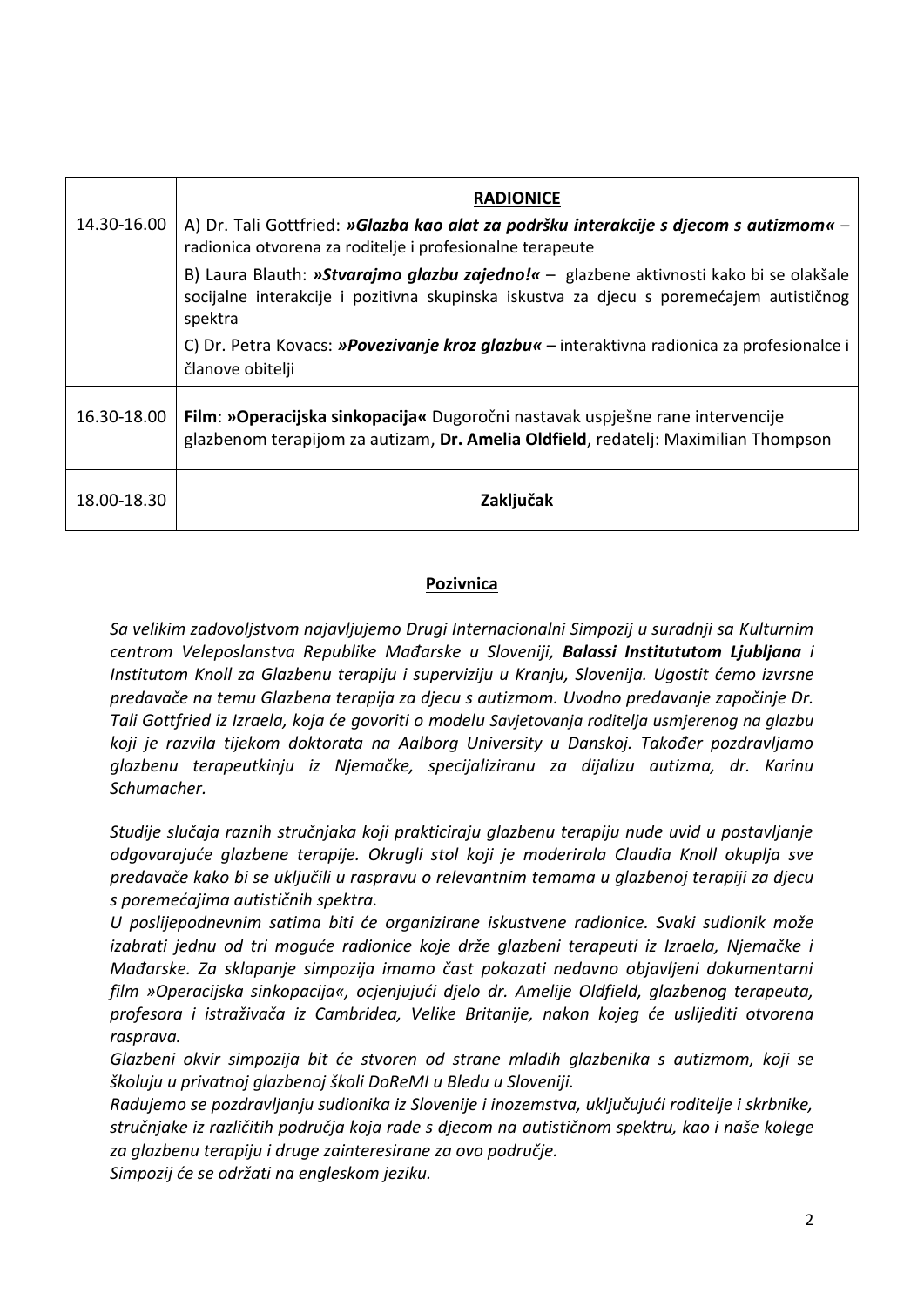| | |
|---|---|
| 14.30-16.00 | **RADIONICE**<br>A) Dr. Tali Gottfried: ***»Glazba kao alat za podršku interakcije s djecom s autizmom«*** – radionica otvorena za roditelje i profesionalne terapeute<br>B) Laura Blauth: ***»Stvarajmo glazbu zajedno!«*** – glazbene aktivnosti kako bi se olakšale socijalne interakcije i pozitivna skupinska iskustva za djecu s poremećajem autističnog spektra<br>C) Dr. Petra Kovacs: ***»Povezivanje kroz glazbu«*** – interaktivna radionica za profesionalce i članove obitelji |
| 16.30-18.00 | **Film**: **»Operacijska sinkopacija«** Dugoročni nastavak uspješne rane intervencije glazbenom terapijom za autizam, **Dr. Amelia Oldfield**, redatelj: Maximilian Thompson |
| 18.00-18.30 | **Zaključak** |

## Pozivnica

*Sa velikim zadovoljstvom najavljujemo Drugi Internacionalni Simpozij u suradnji sa Kulturnim centrom Veleposlanstva Republike Mađarske u Sloveniji,* ***Balassi Institututom Ljubljana*** *i Institutom Knoll za Glazbenu terapiju i superviziju u Kranju, Slovenija. Ugostit ćemo izvrsne predavače na temu Glazbena terapija za djecu s autizmom. Uvodno predavanje započinje Dr. Tali Gottfried iz Izraela, koja će govoriti o modelu Savjetovanja roditelja usmjerenog na glazbu koji je razvila tijekom doktorata na Aalborg University u Danskoj. Također pozdravljamo glazbenu terapeutkinju iz Njemačke, specijaliziranu za dijalizu autizma, dr. Karinu Schumacher.*

*Studije slučaja raznih stručnjaka koji prakticiraju glazbenu terapiju nude uvid u postavljanje odgovarajuće glazbene terapije. Okrugli stol koji je moderirala Claudia Knoll okuplja sve predavače kako bi se uključili u raspravu o relevantnim temama u glazbenoj terapiji za djecu s poremećajima autističnih spektra.*

*U poslijepodnevnim satima biti će organizirane iskustvene radionice. Svaki sudionik može izabrati jednu od tri moguće radionice koje drže glazbeni terapeuti iz Izraela, Njemačke i Mađarske. Za sklapanje simpozija imamo čast pokazati nedavno objavljeni dokumentarni film »Operacijska sinkopacija«, ocjenjujući djelo dr. Amelije Oldfield, glazbenog terapeuta, profesora i istraživača iz Cambridea, Velike Britanije, nakon kojeg će uslijediti otvorena rasprava.*

*Glazbeni okvir simpozija bit će stvoren od strane mladih glazbenika s autizmom, koji se školuju u privatnoj glazbenoj školi DoReMI u Bledu u Sloveniji.*

*Radujemo se pozdravljanju sudionika iz Slovenije i inozemstva, uključujući roditelje i skrbnike, stručnjake iz različitih područja koja rade s djecom na autističnom spektru, kao i naše kolege za glazbenu terapiju i druge zainteresirane za ovo područje.*

*Simpozij će se održati na engleskom jeziku.*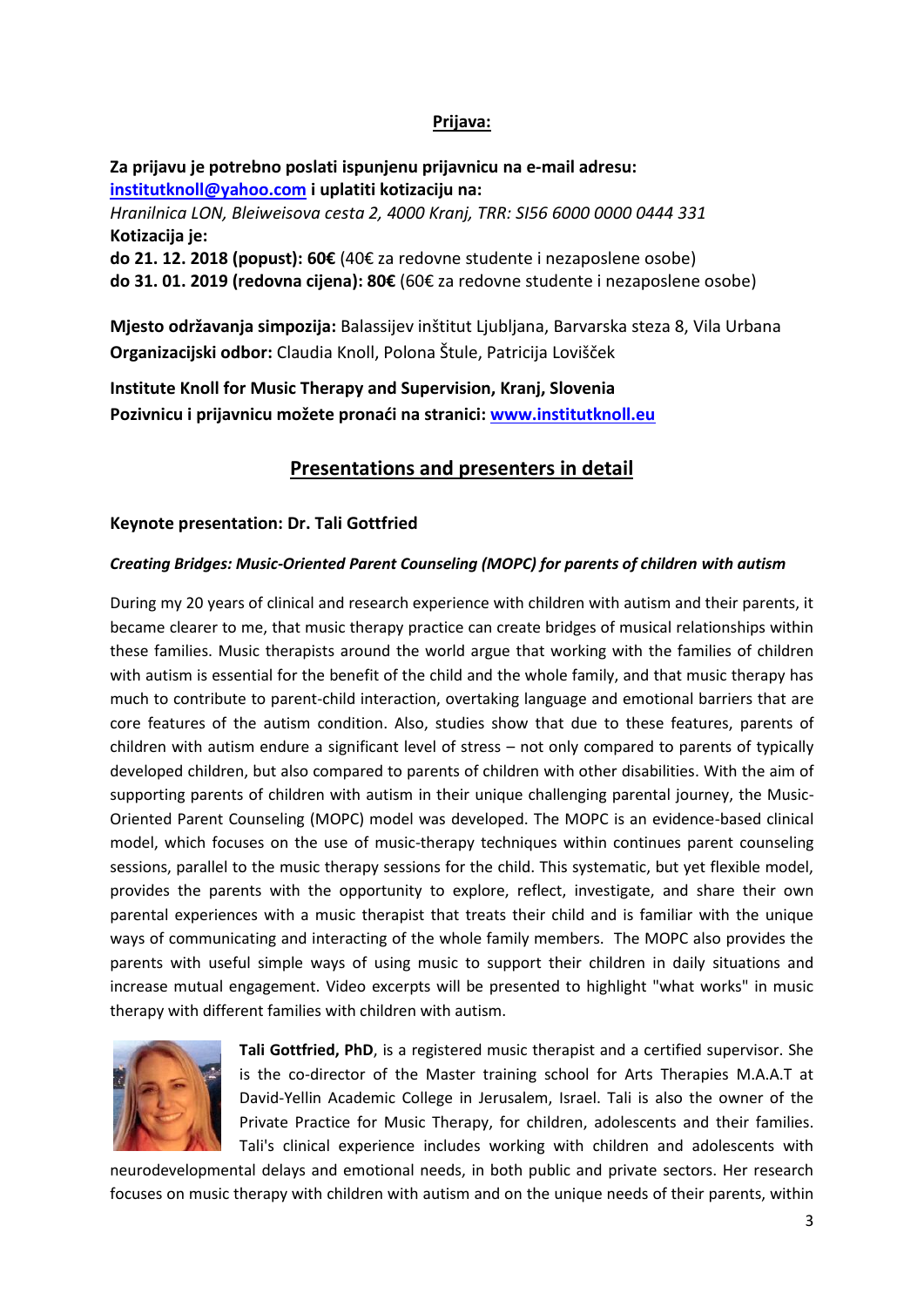## Prijava:

**Za prijavu je potrebno poslati ispunjenu prijavnicu na e-mail adresu: institutknoll@yahoo.com i uplatiti kotizaciju na:**
*Hranilnica LON, Bleiweisova cesta 2, 4000 Kranj, TRR: SI56 6000 0000 0444 331*
**Kotizacija je:**
**do 21. 12. 2018 (popust): 60€** (40€ za redovne studente i nezaposlene osobe)
**do 31. 01. 2019 (redovna cijena): 80€** (60€ za redovne studente i nezaposlene osobe)

**Mjesto održavanja simpozija:** Balassijev inštitut Ljubljana, Barvarska steza 8, Vila Urbana
**Organizacijski odbor:** Claudia Knoll, Polona Štule, Patricija Lovišček

**Institute Knoll for Music Therapy and Supervision, Kranj, Slovenia**
**Pozivnicu i prijavnicu možete pronaći na stranici: www.institutknoll.eu**

## Presentations and presenters in detail

### Keynote presentation: Dr. Tali Gottfried

***Creating Bridges: Music-Oriented Parent Counseling (MOPC) for parents of children with autism***

During my 20 years of clinical and research experience with children with autism and their parents, it became clearer to me, that music therapy practice can create bridges of musical relationships within these families. Music therapists around the world argue that working with the families of children with autism is essential for the benefit of the child and the whole family, and that music therapy has much to contribute to parent-child interaction, overtaking language and emotional barriers that are core features of the autism condition. Also, studies show that due to these features, parents of children with autism endure a significant level of stress – not only compared to parents of typically developed children, but also compared to parents of children with other disabilities. With the aim of supporting parents of children with autism in their unique challenging parental journey, the Music-Oriented Parent Counseling (MOPC) model was developed. The MOPC is an evidence-based clinical model, which focuses on the use of music-therapy techniques within continues parent counseling sessions, parallel to the music therapy sessions for the child. This systematic, but yet flexible model, provides the parents with the opportunity to explore, reflect, investigate, and share their own parental experiences with a music therapist that treats their child and is familiar with the unique ways of communicating and interacting of the whole family members. The MOPC also provides the parents with useful simple ways of using music to support their children in daily situations and increase mutual engagement. Video excerpts will be presented to highlight "what works" in music therapy with different families with children with autism.

**Tali Gottfried, PhD**, is a registered music therapist and a certified supervisor. She is the co-director of the Master training school for Arts Therapies M.A.A.T at David-Yellin Academic College in Jerusalem, Israel. Tali is also the owner of the Private Practice for Music Therapy, for children, adolescents and their families. Tali's clinical experience includes working with children and adolescents with neurodevelopmental delays and emotional needs, in both public and private sectors. Her research focuses on music therapy with children with autism and on the unique needs of their parents, within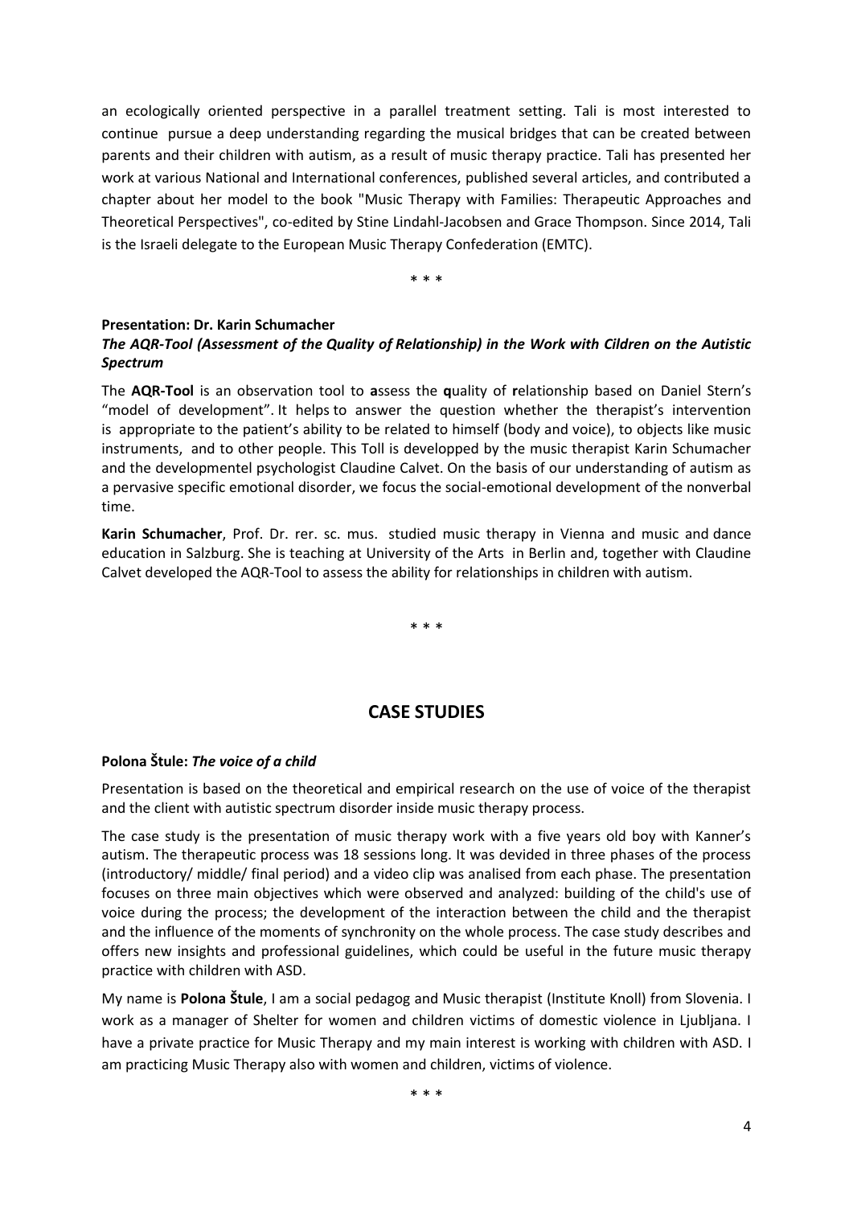an ecologically oriented perspective in a parallel treatment setting. Tali is most interested to continue pursue a deep understanding regarding the musical bridges that can be created between parents and their children with autism, as a result of music therapy practice. Tali has presented her work at various National and International conferences, published several articles, and contributed a chapter about her model to the book "Music Therapy with Families: Therapeutic Approaches and Theoretical Perspectives", co-edited by Stine Lindahl-Jacobsen and Grace Thompson. Since 2014, Tali is the Israeli delegate to the European Music Therapy Confederation (EMTC).

\* \* \*

**Presentation: Dr. Karin Schumacher**

***The AQR-Tool (Assessment of the Quality of Relationship) in the Work with Cildren on the Autistic Spectrum***

The **AQR-Tool** is an observation tool to **a**ssess the **q**uality of **r**elationship based on Daniel Stern's "model of development". It helps to answer the question whether the therapist's intervention is appropriate to the patient's ability to be related to himself (body and voice), to objects like music instruments, and to other people. This Toll is developped by the music therapist Karin Schumacher and the developmentel psychologist Claudine Calvet. On the basis of our understanding of autism as a pervasive specific emotional disorder, we focus the social-emotional development of the nonverbal time.

**Karin Schumacher**, Prof. Dr. rer. sc. mus. studied music therapy in Vienna and music and dance education in Salzburg. She is teaching at University of the Arts in Berlin and, together with Claudine Calvet developed the AQR-Tool to assess the ability for relationships in children with autism.

\* \* \*

## CASE STUDIES

**Polona Štule:** ***The voice of a child***

Presentation is based on the theoretical and empirical research on the use of voice of the therapist and the client with autistic spectrum disorder inside music therapy process.

The case study is the presentation of music therapy work with a five years old boy with Kanner's autism. The therapeutic process was 18 sessions long. It was devided in three phases of the process (introductory/ middle/ final period) and a video clip was analised from each phase. The presentation focuses on three main objectives which were observed and analyzed: building of the child's use of voice during the process; the development of the interaction between the child and the therapist and the influence of the moments of synchronity on the whole process. The case study describes and offers new insights and professional guidelines, which could be useful in the future music therapy practice with children with ASD.

My name is **Polona Štule**, I am a social pedagog and Music therapist (Institute Knoll) from Slovenia. I work as a manager of Shelter for women and children victims of domestic violence in Ljubljana. I have a private practice for Music Therapy and my main interest is working with children with ASD. I am practicing Music Therapy also with women and children, victims of violence.

\* \* \*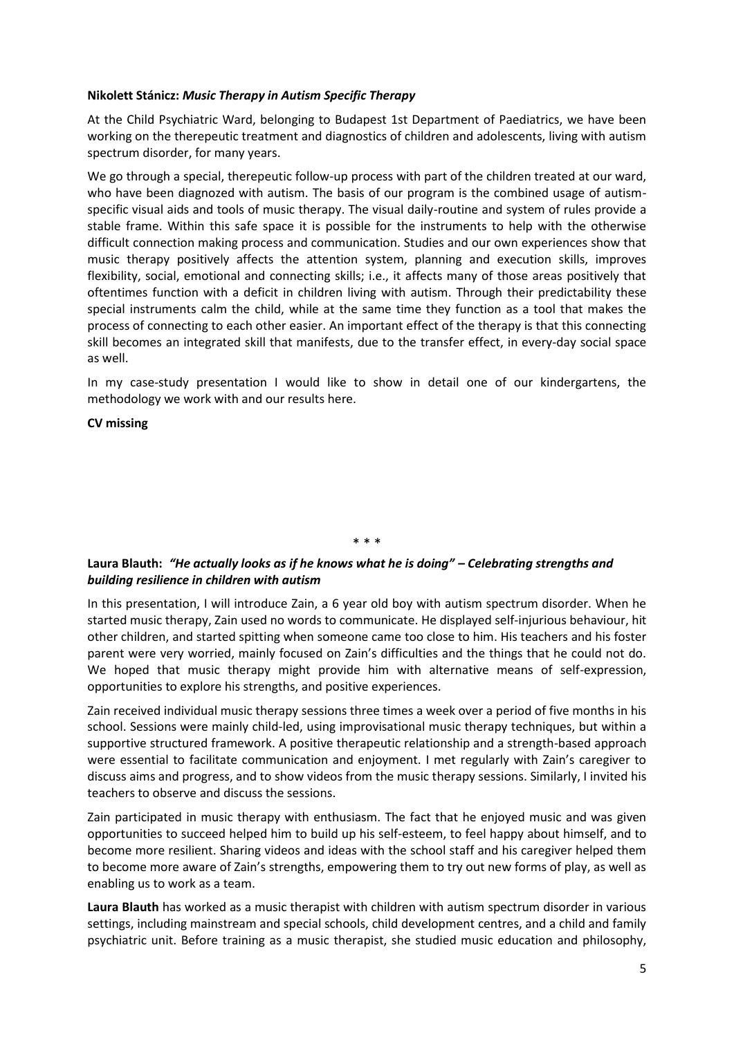**Nikolett Stánicz:** ***Music Therapy in Autism Specific Therapy***

At the Child Psychiatric Ward, belonging to Budapest 1st Department of Paediatrics, we have been working on the therepeutic treatment and diagnostics of children and adolescents, living with autism spectrum disorder, for many years.

We go through a special, therepeutic follow-up process with part of the children treated at our ward, who have been diagnozed with autism. The basis of our program is the combined usage of autism-specific visual aids and tools of music therapy. The visual daily-routine and system of rules provide a stable frame. Within this safe space it is possible for the instruments to help with the otherwise difficult connection making process and communication. Studies and our own experiences show that music therapy positively affects the attention system, planning and execution skills, improves flexibility, social, emotional and connecting skills; i.e., it affects many of those areas positively that oftentimes function with a deficit in children living with autism. Through their predictability these special instruments calm the child, while at the same time they function as a tool that makes the process of connecting to each other easier. An important effect of the therapy is that this connecting skill becomes an integrated skill that manifests, due to the transfer effect, in every-day social space as well.

In my case-study presentation I would like to show in detail one of our kindergartens, the methodology we work with and our results here.

**CV missing**

\* \* \*

**Laura Blauth:** ***"He actually looks as if he knows what he is doing" – Celebrating strengths and building resilience in children with autism***

In this presentation, I will introduce Zain, a 6 year old boy with autism spectrum disorder. When he started music therapy, Zain used no words to communicate. He displayed self-injurious behaviour, hit other children, and started spitting when someone came too close to him. His teachers and his foster parent were very worried, mainly focused on Zain's difficulties and the things that he could not do. We hoped that music therapy might provide him with alternative means of self-expression, opportunities to explore his strengths, and positive experiences.

Zain received individual music therapy sessions three times a week over a period of five months in his school. Sessions were mainly child-led, using improvisational music therapy techniques, but within a supportive structured framework. A positive therapeutic relationship and a strength-based approach were essential to facilitate communication and enjoyment. I met regularly with Zain's caregiver to discuss aims and progress, and to show videos from the music therapy sessions. Similarly, I invited his teachers to observe and discuss the sessions.

Zain participated in music therapy with enthusiasm. The fact that he enjoyed music and was given opportunities to succeed helped him to build up his self-esteem, to feel happy about himself, and to become more resilient. Sharing videos and ideas with the school staff and his caregiver helped them to become more aware of Zain's strengths, empowering them to try out new forms of play, as well as enabling us to work as a team.

**Laura Blauth** has worked as a music therapist with children with autism spectrum disorder in various settings, including mainstream and special schools, child development centres, and a child and family psychiatric unit. Before training as a music therapist, she studied music education and philosophy,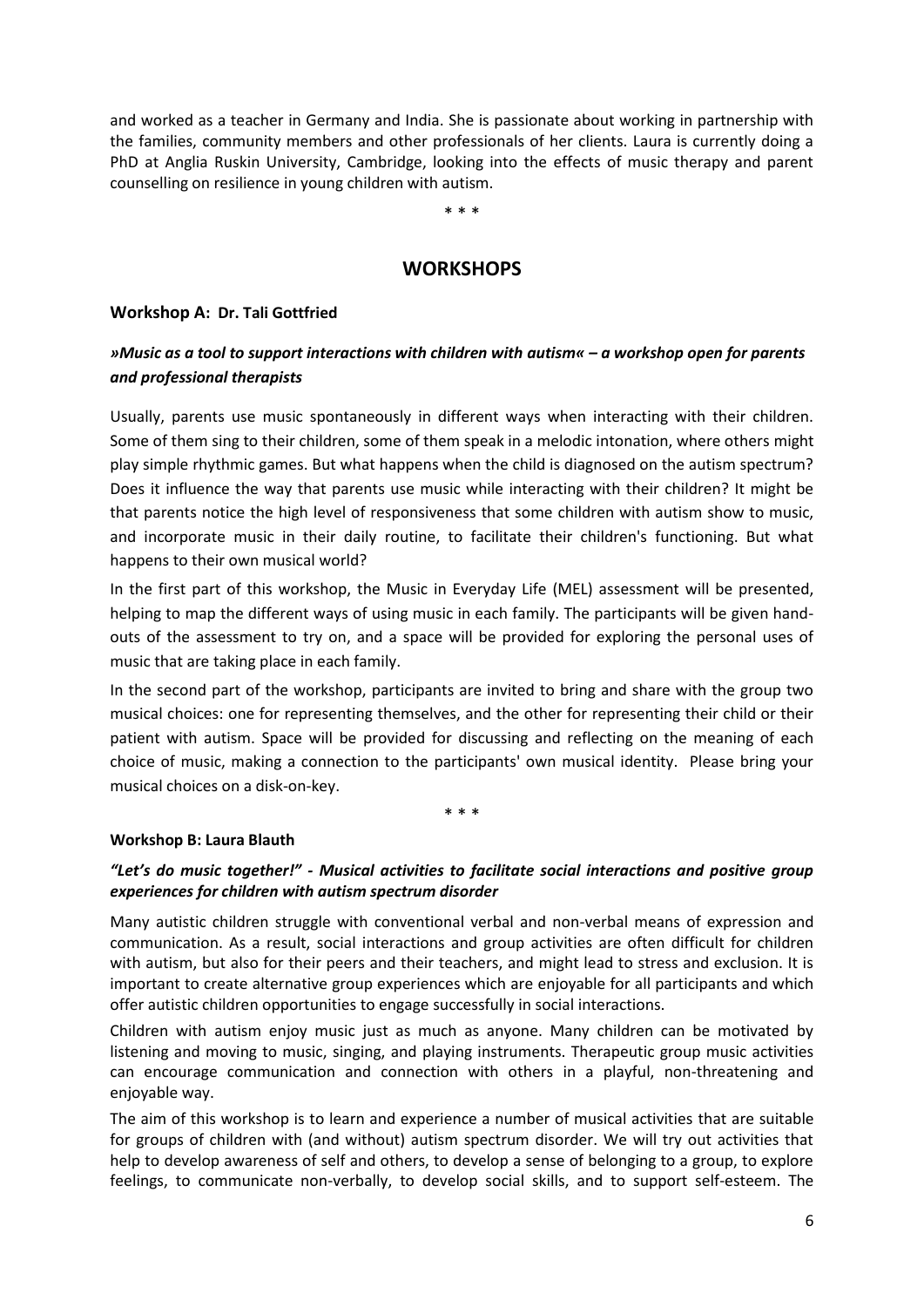and worked as a teacher in Germany and India. She is passionate about working in partnership with the families, community members and other professionals of her clients. Laura is currently doing a PhD at Anglia Ruskin University, Cambridge, looking into the effects of music therapy and parent counselling on resilience in young children with autism.

\* \* \*

## WORKSHOPS

### Workshop A: Dr. Tali Gottfried

***»Music as a tool to support interactions with children with autism« – a workshop open for parents and professional therapists***

Usually, parents use music spontaneously in different ways when interacting with their children. Some of them sing to their children, some of them speak in a melodic intonation, where others might play simple rhythmic games. But what happens when the child is diagnosed on the autism spectrum? Does it influence the way that parents use music while interacting with their children? It might be that parents notice the high level of responsiveness that some children with autism show to music, and incorporate music in their daily routine, to facilitate their children's functioning. But what happens to their own musical world?

In the first part of this workshop, the Music in Everyday Life (MEL) assessment will be presented, helping to map the different ways of using music in each family. The participants will be given hand-outs of the assessment to try on, and a space will be provided for exploring the personal uses of music that are taking place in each family.

In the second part of the workshop, participants are invited to bring and share with the group two musical choices: one for representing themselves, and the other for representing their child or their patient with autism. Space will be provided for discussing and reflecting on the meaning of each choice of music, making a connection to the participants' own musical identity. Please bring your musical choices on a disk-on-key.

\* \* \*

### Workshop B: Laura Blauth

***"Let's do music together!" - Musical activities to facilitate social interactions and positive group experiences for children with autism spectrum disorder***

Many autistic children struggle with conventional verbal and non-verbal means of expression and communication. As a result, social interactions and group activities are often difficult for children with autism, but also for their peers and their teachers, and might lead to stress and exclusion. It is important to create alternative group experiences which are enjoyable for all participants and which offer autistic children opportunities to engage successfully in social interactions.

Children with autism enjoy music just as much as anyone. Many children can be motivated by listening and moving to music, singing, and playing instruments. Therapeutic group music activities can encourage communication and connection with others in a playful, non-threatening and enjoyable way.

The aim of this workshop is to learn and experience a number of musical activities that are suitable for groups of children with (and without) autism spectrum disorder. We will try out activities that help to develop awareness of self and others, to develop a sense of belonging to a group, to explore feelings, to communicate non-verbally, to develop social skills, and to support self-esteem. The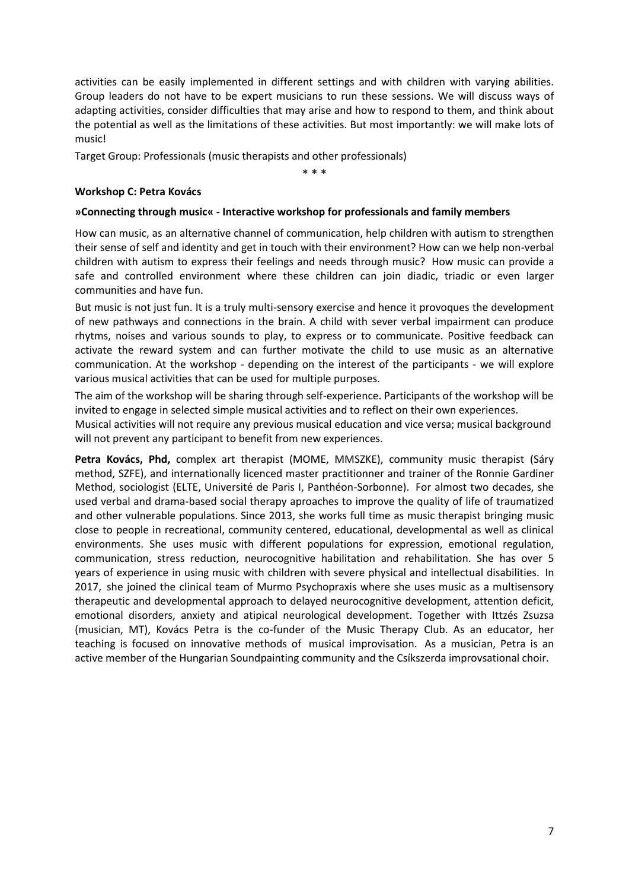activities can be easily implemented in different settings and with children with varying abilities. Group leaders do not have to be expert musicians to run these sessions. We will discuss ways of adapting activities, consider difficulties that may arise and how to respond to them, and think about the potential as well as the limitations of these activities. But most importantly: we will make lots of music!

Target Group: Professionals (music therapists and other professionals)

\* \* \*

**Workshop C: Petra Kovács**

**»Connecting through music« - Interactive workshop for professionals and family members**

How can music, as an alternative channel of communication, help children with autism to strengthen their sense of self and identity and get in touch with their environment? How can we help non-verbal children with autism to express their feelings and needs through music? How music can provide a safe and controlled environment where these children can join diadic, triadic or even larger communities and have fun.

But music is not just fun. It is a truly multi-sensory exercise and hence it provoques the development of new pathways and connections in the brain. A child with sever verbal impairment can produce rhytms, noises and various sounds to play, to express or to communicate. Positive feedback can activate the reward system and can further motivate the child to use music as an alternative communication. At the workshop - depending on the interest of the participants - we will explore various musical activities that can be used for multiple purposes.

The aim of the workshop will be sharing through self-experience. Participants of the workshop will be invited to engage in selected simple musical activities and to reflect on their own experiences.
Musical activities will not require any previous musical education and vice versa; musical background will not prevent any participant to benefit from new experiences.

**Petra Kovács, Phd,** complex art therapist (MOME, MMSZKE), community music therapist (Sáry method, SZFE), and internationally licenced master practitionner and trainer of the Ronnie Gardiner Method, sociologist (ELTE, Université de Paris I, Panthéon-Sorbonne). For almost two decades, she used verbal and drama-based social therapy aproaches to improve the quality of life of traumatized and other vulnerable populations. Since 2013, she works full time as music therapist bringing music close to people in recreational, community centered, educational, developmental as well as clinical environments. She uses music with different populations for expression, emotional regulation, communication, stress reduction, neurocognitive habilitation and rehabilitation. She has over 5 years of experience in using music with children with severe physical and intellectual disabilities. In 2017, she joined the clinical team of Murmo Psychopraxis where she uses music as a multisensory therapeutic and developmental approach to delayed neurocognitive development, attention deficit, emotional disorders, anxiety and atipical neurological development. Together with Ittzés Zsuzsa (musician, MT), Kovács Petra is the co-funder of the Music Therapy Club. As an educator, her teaching is focused on innovative methods of musical improvisation. As a musician, Petra is an active member of the Hungarian Soundpainting community and the Csíkszerda improvsational choir.